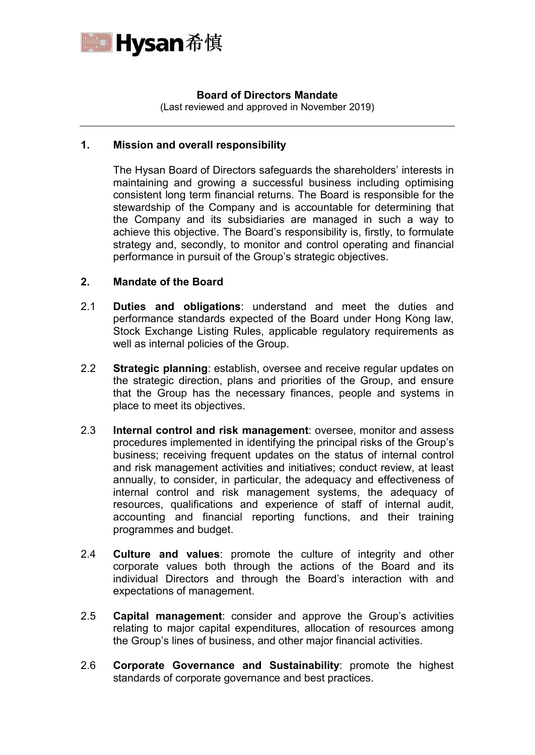# Board of Directors Mandate

(Last reviewed and approved in November 2019)

---

## 1. Mission and overall responsibility

The Hysan Board of Directors safeguards the shareholders' interests in maintaining and growing a successful business including optimising consistent long term financial returns. The Board is responsible for the stewardship of the Company and is accountable for determining that the Company and its subsidiaries are managed in such a way to achieve this objective. The Board's responsibility is, firstly, to formulate strategy and, secondly, to monitor and control operating and financial performance in pursuit of the Group's strategic objectives.

## 2. Mandate of the Board

2.1 **Duties and obligations**: understand and meet the duties and performance standards expected of the Board under Hong Kong law, Stock Exchange Listing Rules, applicable regulatory requirements as well as internal policies of the Group.

2.2 **Strategic planning**: establish, oversee and receive regular updates on the strategic direction, plans and priorities of the Group, and ensure that the Group has the necessary finances, people and systems in place to meet its objectives.

2.3 **Internal control and risk management**: oversee, monitor and assess procedures implemented in identifying the principal risks of the Group's business; receiving frequent updates on the status of internal control and risk management activities and initiatives; conduct review, at least annually, to consider, in particular, the adequacy and effectiveness of internal control and risk management systems, the adequacy of resources, qualifications and experience of staff of internal audit, accounting and financial reporting functions, and their training programmes and budget.

2.4 **Culture and values**: promote the culture of integrity and other corporate values both through the actions of the Board and its individual Directors and through the Board's interaction with and expectations of management.

2.5 **Capital management**: consider and approve the Group's activities relating to major capital expenditures, allocation of resources among the Group's lines of business, and other major financial activities.

2.6 **Corporate Governance and Sustainability**: promote the highest standards of corporate governance and best practices.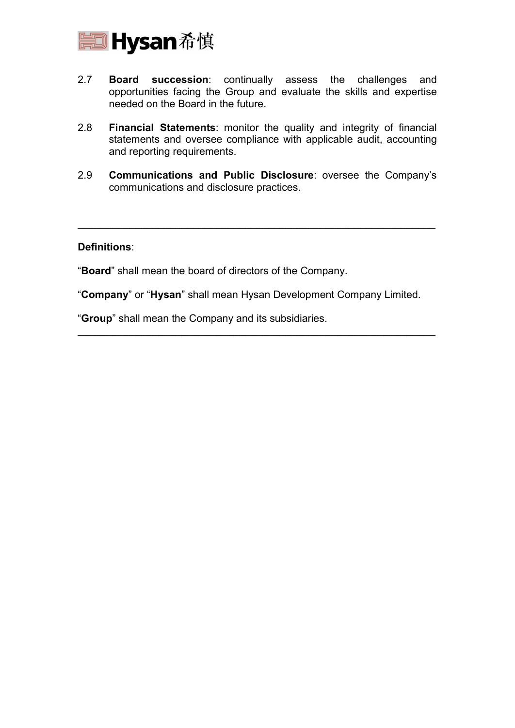2.7 **Board succession**: continually assess the challenges and opportunities facing the Group and evaluate the skills and expertise needed on the Board in the future.

2.8 **Financial Statements**: monitor the quality and integrity of financial statements and oversee compliance with applicable audit, accounting and reporting requirements.

2.9 **Communications and Public Disclosure**: oversee the Company's communications and disclosure practices.

---

**Definitions**:

"**Board**" shall mean the board of directors of the Company.

"**Company**" or "**Hysan**" shall mean Hysan Development Company Limited.

"**Group**" shall mean the Company and its subsidiaries.

---